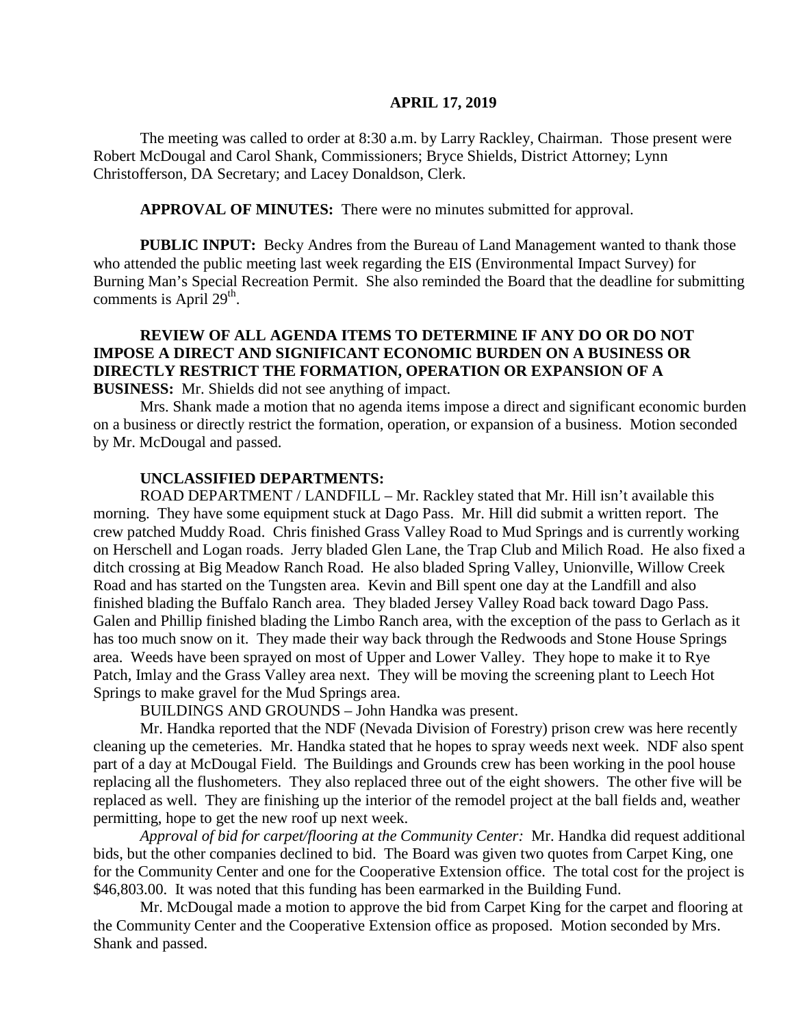**APRIL 17, 2019**

The meeting was called to order at 8:30 a.m. by Larry Rackley, Chairman. Those present were Robert McDougal and Carol Shank, Commissioners; Bryce Shields, District Attorney; Lynn Christofferson, DA Secretary; and Lacey Donaldson, Clerk.

**APPROVAL OF MINUTES:** There were no minutes submitted for approval.

**PUBLIC INPUT:** Becky Andres from the Bureau of Land Management wanted to thank those who attended the public meeting last week regarding the EIS (Environmental Impact Survey) for Burning Man's Special Recreation Permit. She also reminded the Board that the deadline for submitting comments is April 29th.

**REVIEW OF ALL AGENDA ITEMS TO DETERMINE IF ANY DO OR DO NOT IMPOSE A DIRECT AND SIGNIFICANT ECONOMIC BURDEN ON A BUSINESS OR DIRECTLY RESTRICT THE FORMATION, OPERATION OR EXPANSION OF A BUSINESS:** Mr. Shields did not see anything of impact.

Mrs. Shank made a motion that no agenda items impose a direct and significant economic burden on a business or directly restrict the formation, operation, or expansion of a business. Motion seconded by Mr. McDougal and passed.

**UNCLASSIFIED DEPARTMENTS:**

ROAD DEPARTMENT / LANDFILL – Mr. Rackley stated that Mr. Hill isn't available this morning. They have some equipment stuck at Dago Pass. Mr. Hill did submit a written report. The crew patched Muddy Road. Chris finished Grass Valley Road to Mud Springs and is currently working on Herschell and Logan roads. Jerry bladed Glen Lane, the Trap Club and Milich Road. He also fixed a ditch crossing at Big Meadow Ranch Road. He also bladed Spring Valley, Unionville, Willow Creek Road and has started on the Tungsten area. Kevin and Bill spent one day at the Landfill and also finished blading the Buffalo Ranch area. They bladed Jersey Valley Road back toward Dago Pass. Galen and Phillip finished blading the Limbo Ranch area, with the exception of the pass to Gerlach as it has too much snow on it. They made their way back through the Redwoods and Stone House Springs area. Weeds have been sprayed on most of Upper and Lower Valley. They hope to make it to Rye Patch, Imlay and the Grass Valley area next. They will be moving the screening plant to Leech Hot Springs to make gravel for the Mud Springs area.

BUILDINGS AND GROUNDS – John Handka was present.

Mr. Handka reported that the NDF (Nevada Division of Forestry) prison crew was here recently cleaning up the cemeteries. Mr. Handka stated that he hopes to spray weeds next week. NDF also spent part of a day at McDougal Field. The Buildings and Grounds crew has been working in the pool house replacing all the flushometers. They also replaced three out of the eight showers. The other five will be replaced as well. They are finishing up the interior of the remodel project at the ball fields and, weather permitting, hope to get the new roof up next week.

*Approval of bid for carpet/flooring at the Community Center:* Mr. Handka did request additional bids, but the other companies declined to bid. The Board was given two quotes from Carpet King, one for the Community Center and one for the Cooperative Extension office. The total cost for the project is $46,803.00. It was noted that this funding has been earmarked in the Building Fund.

Mr. McDougal made a motion to approve the bid from Carpet King for the carpet and flooring at the Community Center and the Cooperative Extension office as proposed. Motion seconded by Mrs. Shank and passed.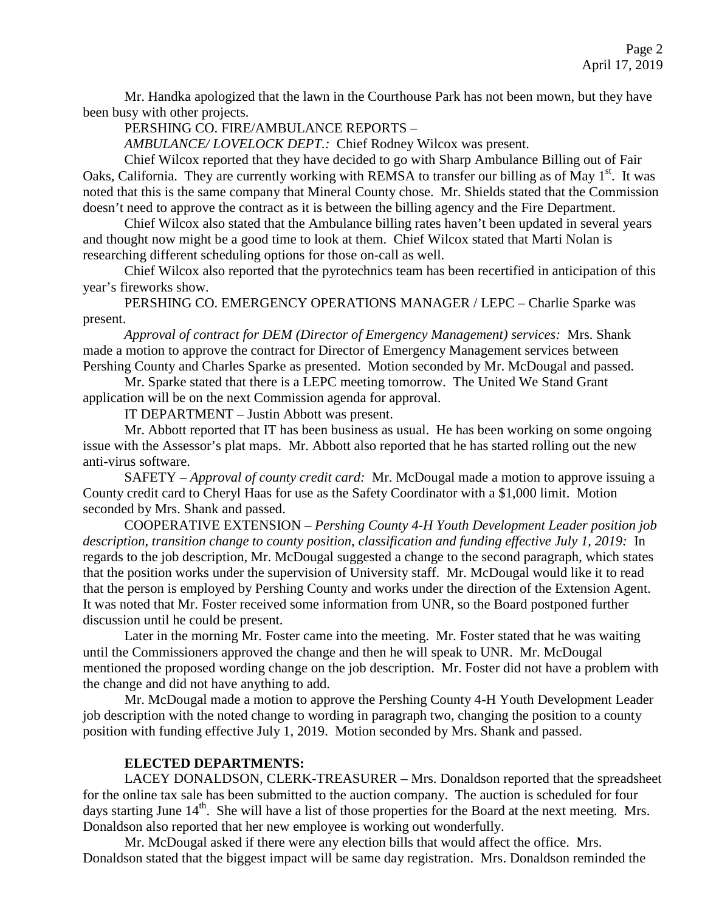Mr. Handka apologized that the lawn in the Courthouse Park has not been mown, but they have been busy with other projects.

PERSHING CO. FIRE/AMBULANCE REPORTS –

*AMBULANCE/ LOVELOCK DEPT.:* Chief Rodney Wilcox was present.

Chief Wilcox reported that they have decided to go with Sharp Ambulance Billing out of Fair Oaks, California. They are currently working with REMSA to transfer our billing as of May 1st. It was noted that this is the same company that Mineral County chose. Mr. Shields stated that the Commission doesn't need to approve the contract as it is between the billing agency and the Fire Department.

Chief Wilcox also stated that the Ambulance billing rates haven't been updated in several years and thought now might be a good time to look at them. Chief Wilcox stated that Marti Nolan is researching different scheduling options for those on-call as well.

Chief Wilcox also reported that the pyrotechnics team has been recertified in anticipation of this year's fireworks show.

PERSHING CO. EMERGENCY OPERATIONS MANAGER / LEPC – Charlie Sparke was present.

*Approval of contract for DEM (Director of Emergency Management) services:* Mrs. Shank made a motion to approve the contract for Director of Emergency Management services between Pershing County and Charles Sparke as presented. Motion seconded by Mr. McDougal and passed.

Mr. Sparke stated that there is a LEPC meeting tomorrow. The United We Stand Grant application will be on the next Commission agenda for approval.

IT DEPARTMENT – Justin Abbott was present.

Mr. Abbott reported that IT has been business as usual. He has been working on some ongoing issue with the Assessor's plat maps. Mr. Abbott also reported that he has started rolling out the new anti-virus software.

SAFETY – *Approval of county credit card:* Mr. McDougal made a motion to approve issuing a County credit card to Cheryl Haas for use as the Safety Coordinator with a $1,000 limit. Motion seconded by Mrs. Shank and passed.

COOPERATIVE EXTENSION – *Pershing County 4-H Youth Development Leader position job description, transition change to county position, classification and funding effective July 1, 2019:* In regards to the job description, Mr. McDougal suggested a change to the second paragraph, which states that the position works under the supervision of University staff. Mr. McDougal would like it to read that the person is employed by Pershing County and works under the direction of the Extension Agent. It was noted that Mr. Foster received some information from UNR, so the Board postponed further discussion until he could be present.

Later in the morning Mr. Foster came into the meeting. Mr. Foster stated that he was waiting until the Commissioners approved the change and then he will speak to UNR. Mr. McDougal mentioned the proposed wording change on the job description. Mr. Foster did not have a problem with the change and did not have anything to add.

Mr. McDougal made a motion to approve the Pershing County 4-H Youth Development Leader job description with the noted change to wording in paragraph two, changing the position to a county position with funding effective July 1, 2019. Motion seconded by Mrs. Shank and passed.

**ELECTED DEPARTMENTS:**

LACEY DONALDSON, CLERK-TREASURER – Mrs. Donaldson reported that the spreadsheet for the online tax sale has been submitted to the auction company. The auction is scheduled for four days starting June 14th. She will have a list of those properties for the Board at the next meeting. Mrs. Donaldson also reported that her new employee is working out wonderfully.

Mr. McDougal asked if there were any election bills that would affect the office. Mrs. Donaldson stated that the biggest impact will be same day registration. Mrs. Donaldson reminded the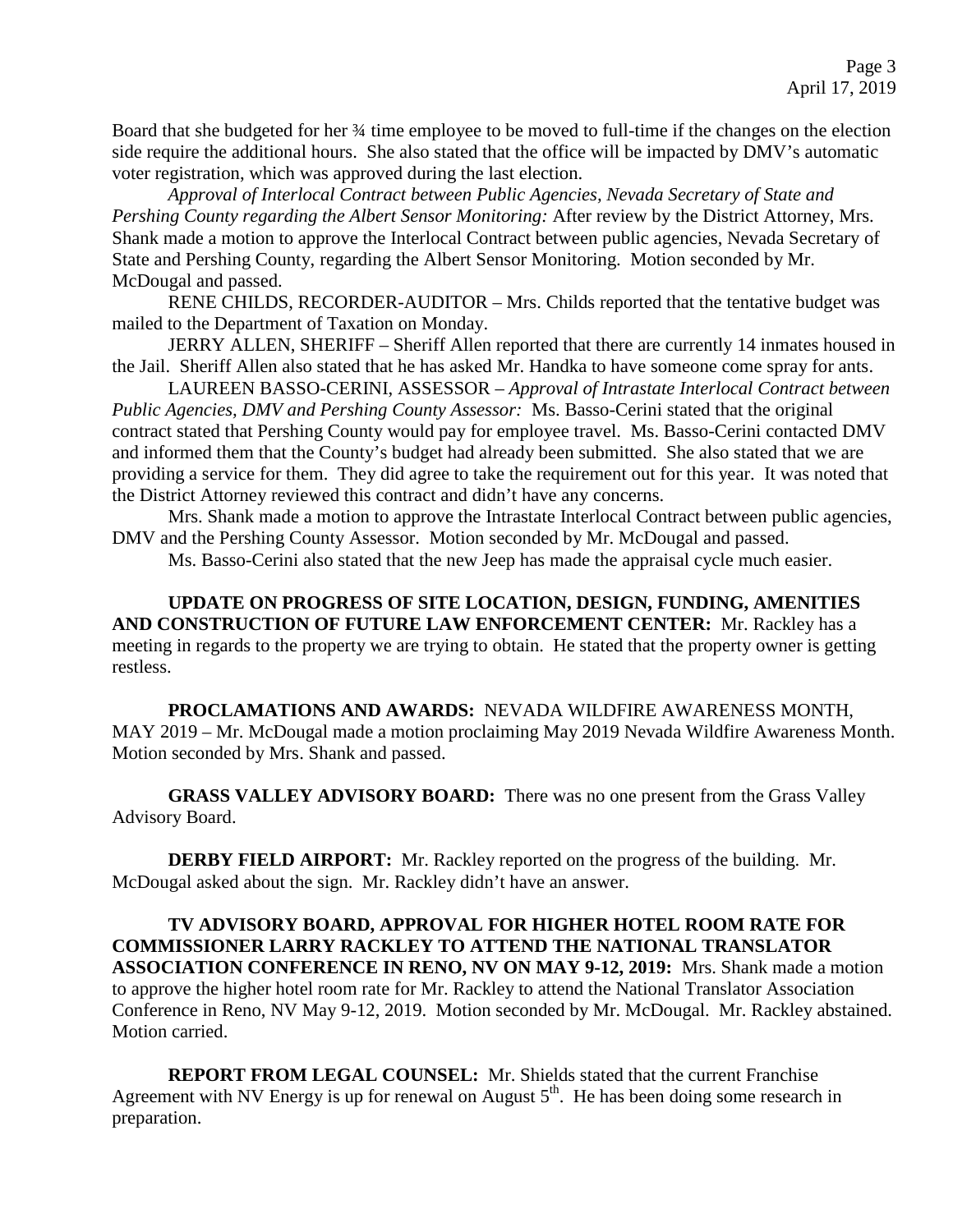Board that she budgeted for her ¾ time employee to be moved to full-time if the changes on the election side require the additional hours. She also stated that the office will be impacted by DMV's automatic voter registration, which was approved during the last election.

*Approval of Interlocal Contract between Public Agencies, Nevada Secretary of State and Pershing County regarding the Albert Sensor Monitoring:* After review by the District Attorney, Mrs. Shank made a motion to approve the Interlocal Contract between public agencies, Nevada Secretary of State and Pershing County, regarding the Albert Sensor Monitoring. Motion seconded by Mr. McDougal and passed.

RENE CHILDS, RECORDER-AUDITOR – Mrs. Childs reported that the tentative budget was mailed to the Department of Taxation on Monday.

JERRY ALLEN, SHERIFF – Sheriff Allen reported that there are currently 14 inmates housed in the Jail. Sheriff Allen also stated that he has asked Mr. Handka to have someone come spray for ants.

LAUREEN BASSO-CERINI, ASSESSOR – *Approval of Intrastate Interlocal Contract between Public Agencies, DMV and Pershing County Assessor:* Ms. Basso-Cerini stated that the original contract stated that Pershing County would pay for employee travel. Ms. Basso-Cerini contacted DMV and informed them that the County's budget had already been submitted. She also stated that we are providing a service for them. They did agree to take the requirement out for this year. It was noted that the District Attorney reviewed this contract and didn't have any concerns.

Mrs. Shank made a motion to approve the Intrastate Interlocal Contract between public agencies, DMV and the Pershing County Assessor. Motion seconded by Mr. McDougal and passed.

Ms. Basso-Cerini also stated that the new Jeep has made the appraisal cycle much easier.

**UPDATE ON PROGRESS OF SITE LOCATION, DESIGN, FUNDING, AMENITIES AND CONSTRUCTION OF FUTURE LAW ENFORCEMENT CENTER:** Mr. Rackley has a meeting in regards to the property we are trying to obtain. He stated that the property owner is getting restless.

**PROCLAMATIONS AND AWARDS:** NEVADA WILDFIRE AWARENESS MONTH, MAY 2019 – Mr. McDougal made a motion proclaiming May 2019 Nevada Wildfire Awareness Month. Motion seconded by Mrs. Shank and passed.

**GRASS VALLEY ADVISORY BOARD:** There was no one present from the Grass Valley Advisory Board.

**DERBY FIELD AIRPORT:** Mr. Rackley reported on the progress of the building. Mr. McDougal asked about the sign. Mr. Rackley didn't have an answer.

**TV ADVISORY BOARD, APPROVAL FOR HIGHER HOTEL ROOM RATE FOR COMMISSIONER LARRY RACKLEY TO ATTEND THE NATIONAL TRANSLATOR ASSOCIATION CONFERENCE IN RENO, NV ON MAY 9-12, 2019:** Mrs. Shank made a motion to approve the higher hotel room rate for Mr. Rackley to attend the National Translator Association Conference in Reno, NV May 9-12, 2019. Motion seconded by Mr. McDougal. Mr. Rackley abstained. Motion carried.

**REPORT FROM LEGAL COUNSEL:** Mr. Shields stated that the current Franchise Agreement with NV Energy is up for renewal on August 5th. He has been doing some research in preparation.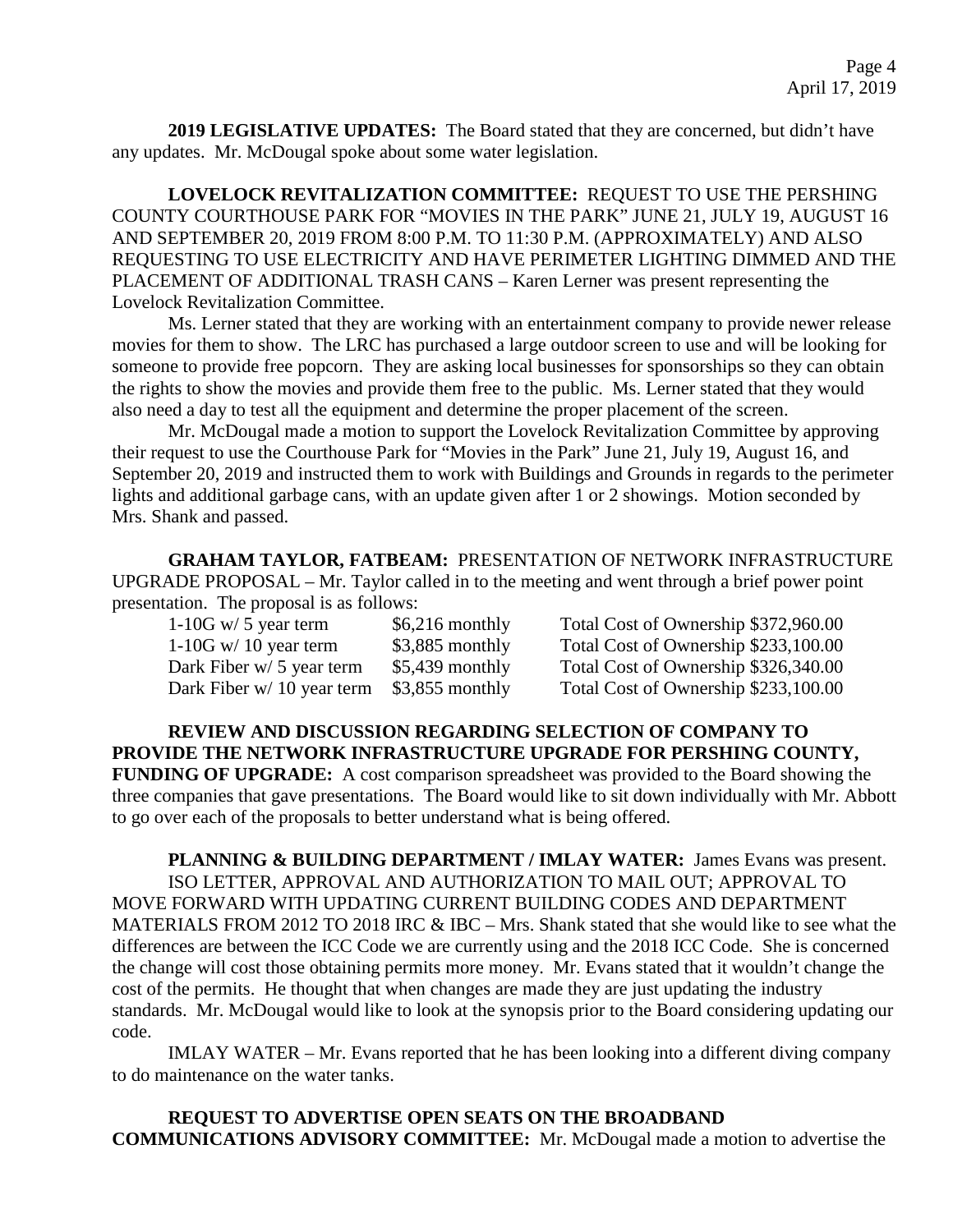**2019 LEGISLATIVE UPDATES:** The Board stated that they are concerned, but didn't have any updates. Mr. McDougal spoke about some water legislation.

**LOVELOCK REVITALIZATION COMMITTEE:** REQUEST TO USE THE PERSHING COUNTY COURTHOUSE PARK FOR "MOVIES IN THE PARK" JUNE 21, JULY 19, AUGUST 16 AND SEPTEMBER 20, 2019 FROM 8:00 P.M. TO 11:30 P.M. (APPROXIMATELY) AND ALSO REQUESTING TO USE ELECTRICITY AND HAVE PERIMETER LIGHTING DIMMED AND THE PLACEMENT OF ADDITIONAL TRASH CANS – Karen Lerner was present representing the Lovelock Revitalization Committee.

Ms. Lerner stated that they are working with an entertainment company to provide newer release movies for them to show. The LRC has purchased a large outdoor screen to use and will be looking for someone to provide free popcorn. They are asking local businesses for sponsorships so they can obtain the rights to show the movies and provide them free to the public. Ms. Lerner stated that they would also need a day to test all the equipment and determine the proper placement of the screen.

Mr. McDougal made a motion to support the Lovelock Revitalization Committee by approving their request to use the Courthouse Park for "Movies in the Park" June 21, July 19, August 16, and September 20, 2019 and instructed them to work with Buildings and Grounds in regards to the perimeter lights and additional garbage cans, with an update given after 1 or 2 showings. Motion seconded by Mrs. Shank and passed.

**GRAHAM TAYLOR, FATBEAM:** PRESENTATION OF NETWORK INFRASTRUCTURE UPGRADE PROPOSAL – Mr. Taylor called in to the meeting and went through a brief power point presentation. The proposal is as follows:

| | | |
|---|---|---|
| 1-10G w/ 5 year term | $6,216 monthly | Total Cost of Ownership $372,960.00 |
| 1-10G w/ 10 year term | $3,885 monthly | Total Cost of Ownership $233,100.00 |
| Dark Fiber w/ 5 year term | $5,439 monthly | Total Cost of Ownership $326,340.00 |
| Dark Fiber w/ 10 year term | $3,855 monthly | Total Cost of Ownership $233,100.00 |

**REVIEW AND DISCUSSION REGARDING SELECTION OF COMPANY TO PROVIDE THE NETWORK INFRASTRUCTURE UPGRADE FOR PERSHING COUNTY, FUNDING OF UPGRADE:** A cost comparison spreadsheet was provided to the Board showing the three companies that gave presentations. The Board would like to sit down individually with Mr. Abbott to go over each of the proposals to better understand what is being offered.

**PLANNING & BUILDING DEPARTMENT / IMLAY WATER:** James Evans was present.

ISO LETTER, APPROVAL AND AUTHORIZATION TO MAIL OUT; APPROVAL TO MOVE FORWARD WITH UPDATING CURRENT BUILDING CODES AND DEPARTMENT MATERIALS FROM 2012 TO 2018 IRC & IBC – Mrs. Shank stated that she would like to see what the differences are between the ICC Code we are currently using and the 2018 ICC Code. She is concerned the change will cost those obtaining permits more money. Mr. Evans stated that it wouldn't change the cost of the permits. He thought that when changes are made they are just updating the industry standards. Mr. McDougal would like to look at the synopsis prior to the Board considering updating our code.

IMLAY WATER – Mr. Evans reported that he has been looking into a different diving company to do maintenance on the water tanks.

**REQUEST TO ADVERTISE OPEN SEATS ON THE BROADBAND COMMUNICATIONS ADVISORY COMMITTEE:** Mr. McDougal made a motion to advertise the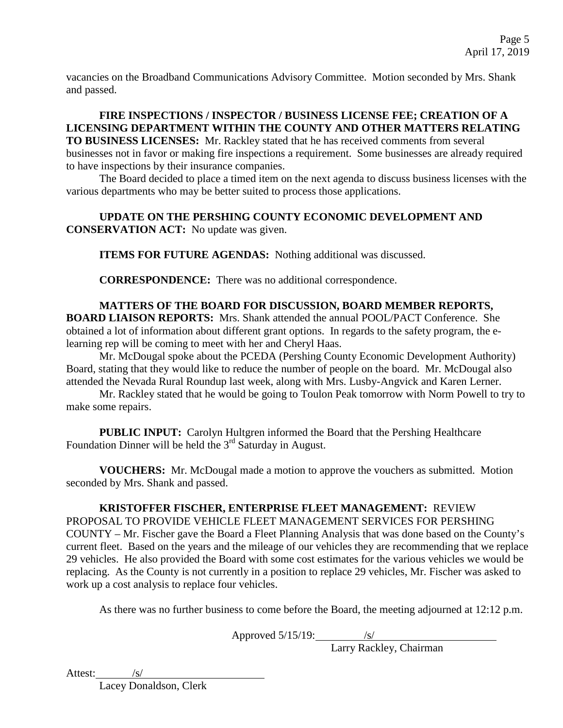vacancies on the Broadband Communications Advisory Committee. Motion seconded by Mrs. Shank and passed.

**FIRE INSPECTIONS / INSPECTOR / BUSINESS LICENSE FEE; CREATION OF A LICENSING DEPARTMENT WITHIN THE COUNTY AND OTHER MATTERS RELATING TO BUSINESS LICENSES:** Mr. Rackley stated that he has received comments from several businesses not in favor or making fire inspections a requirement. Some businesses are already required to have inspections by their insurance companies.

The Board decided to place a timed item on the next agenda to discuss business licenses with the various departments who may be better suited to process those applications.

**UPDATE ON THE PERSHING COUNTY ECONOMIC DEVELOPMENT AND CONSERVATION ACT:** No update was given.

**ITEMS FOR FUTURE AGENDAS:** Nothing additional was discussed.

**CORRESPONDENCE:** There was no additional correspondence.

**MATTERS OF THE BOARD FOR DISCUSSION, BOARD MEMBER REPORTS, BOARD LIAISON REPORTS:** Mrs. Shank attended the annual POOL/PACT Conference. She obtained a lot of information about different grant options. In regards to the safety program, the e-learning rep will be coming to meet with her and Cheryl Haas.

Mr. McDougal spoke about the PCEDA (Pershing County Economic Development Authority) Board, stating that they would like to reduce the number of people on the board. Mr. McDougal also attended the Nevada Rural Roundup last week, along with Mrs. Lusby-Angvick and Karen Lerner.

Mr. Rackley stated that he would be going to Toulon Peak tomorrow with Norm Powell to try to make some repairs.

**PUBLIC INPUT:** Carolyn Hultgren informed the Board that the Pershing Healthcare Foundation Dinner will be held the 3rd Saturday in August.

**VOUCHERS:** Mr. McDougal made a motion to approve the vouchers as submitted. Motion seconded by Mrs. Shank and passed.

**KRISTOFFER FISCHER, ENTERPRISE FLEET MANAGEMENT:** REVIEW PROPOSAL TO PROVIDE VEHICLE FLEET MANAGEMENT SERVICES FOR PERSHING COUNTY – Mr. Fischer gave the Board a Fleet Planning Analysis that was done based on the County's current fleet. Based on the years and the mileage of our vehicles they are recommending that we replace 29 vehicles. He also provided the Board with some cost estimates for the various vehicles we would be replacing. As the County is not currently in a position to replace 29 vehicles, Mr. Fischer was asked to work up a cost analysis to replace four vehicles.

As there was no further business to come before the Board, the meeting adjourned at 12:12 p.m.

Approved 5/15/19: /s/
Larry Rackley, Chairman

Attest: /s/
Lacey Donaldson, Clerk